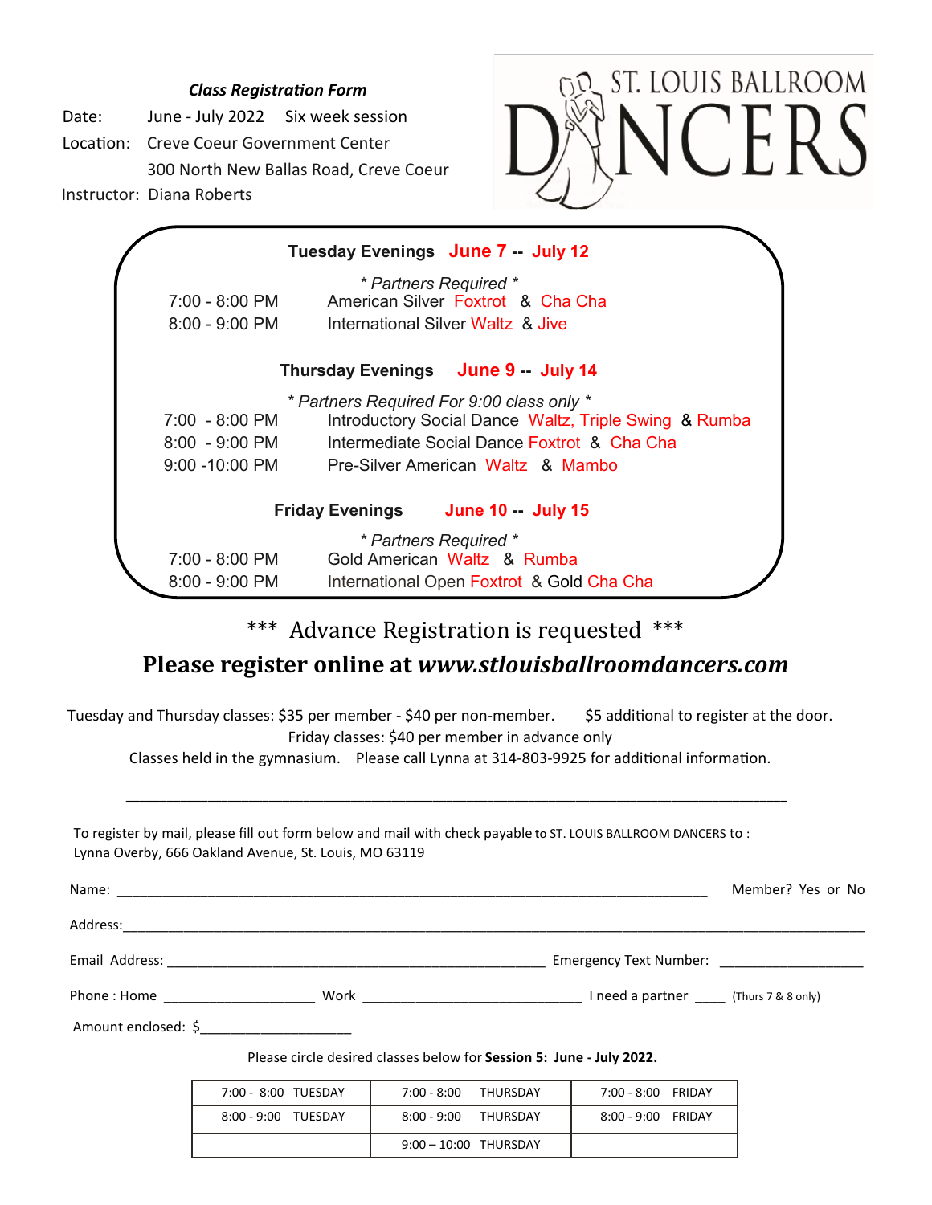***Class Registration Form***

Date: June - July 2022 Six week session
Location: Creve Coeur Government Center
300 North New Ballas Road, Creve Coeur
Instructor: Diana Roberts

ST. LOUIS BALLROOM DANCERS

**Tuesday Evenings June 7 -- July 12**

*\* Partners Required \**

7:00 - 8:00 PM American Silver Foxtrot & Cha Cha
8:00 - 9:00 PM International Silver Waltz & Jive

**Thursday Evenings June 9 -- July 14**

*\* Partners Required For 9:00 class only \**

7:00 - 8:00 PM Introductory Social Dance Waltz, Triple Swing & Rumba
8:00 - 9:00 PM Intermediate Social Dance Foxtrot & Cha Cha
9:00 -10:00 PM Pre-Silver American Waltz & Mambo

**Friday Evenings June 10 -- July 15**

*\* Partners Required \**

7:00 - 8:00 PM Gold American Waltz & Rumba
8:00 - 9:00 PM International Open Foxtrot & Gold Cha Cha

\*\*\* Advance Registration is requested \*\*\*

**Please register online at *www.stlouisballroomdancers.com***

Tuesday and Thursday classes: $35 per member - $40 per non-member. $5 additional to register at the door.
Friday classes: $40 per member in advance only
Classes held in the gymnasium. Please call Lynna at 314-803-9925 for additional information.

---

To register by mail, please fill out form below and mail with check payable to ST. LOUIS BALLROOM DANCERS to :
Lynna Overby, 666 Oakland Avenue, St. Louis, MO 63119

Name: ________________________________________ Member? Yes or No

Address: ________________________________________

Email Address: ______________________________ Emergency Text Number: ____________

Phone : Home ____________ Work ________________ I need a partner ____ (Thurs 7 & 8 only)

Amount enclosed: $____________

Please circle desired classes below for **Session 5: June - July 2022.**

| | | |
|---|---|---|
| 7:00 - 8:00 TUESDAY | 7:00 - 8:00 THURSDAY | 7:00 - 8:00 FRIDAY |
| 8:00 - 9:00 TUESDAY | 8:00 - 9:00 THURSDAY | 8:00 - 9:00 FRIDAY |
| | 9:00 – 10:00 THURSDAY | |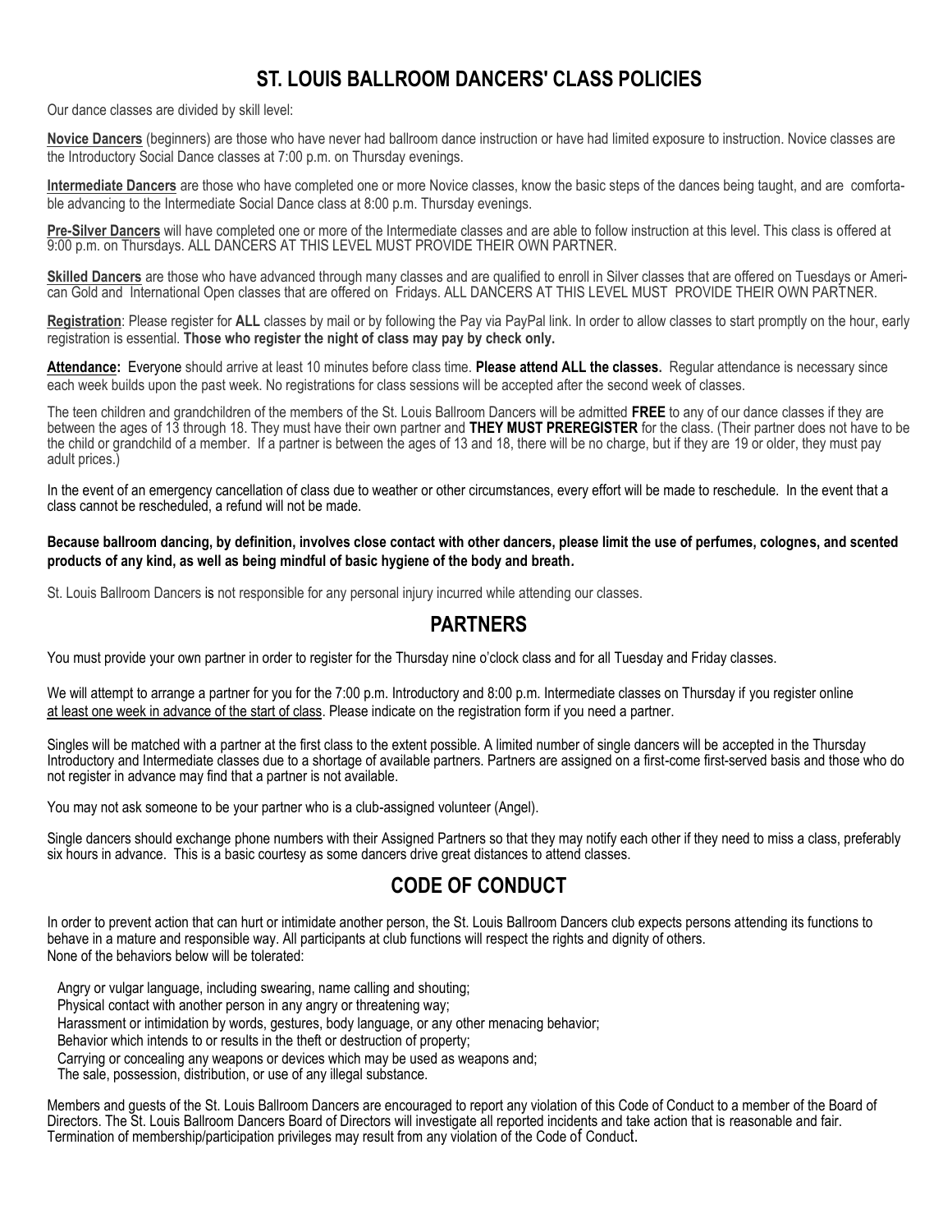# ST. LOUIS BALLROOM DANCERS' CLASS POLICIES

Our dance classes are divided by skill level:

**Novice Dancers** (beginners) are those who have never had ballroom dance instruction or have had limited exposure to instruction. Novice classes are the Introductory Social Dance classes at 7:00 p.m. on Thursday evenings.

**Intermediate Dancers** are those who have completed one or more Novice classes, know the basic steps of the dances being taught, and are comfortable advancing to the Intermediate Social Dance class at 8:00 p.m. Thursday evenings.

**Pre-Silver Dancers** will have completed one or more of the Intermediate classes and are able to follow instruction at this level. This class is offered at 9:00 p.m. on Thursdays. ALL DANCERS AT THIS LEVEL MUST PROVIDE THEIR OWN PARTNER.

**Skilled Dancers** are those who have advanced through many classes and are qualified to enroll in Silver classes that are offered on Tuesdays or American Gold and International Open classes that are offered on Fridays. ALL DANCERS AT THIS LEVEL MUST PROVIDE THEIR OWN PARTNER.

**Registration**: Please register for **ALL** classes by mail or by following the Pay via PayPal link. In order to allow classes to start promptly on the hour, early registration is essential. **Those who register the night of class may pay by check only.**

**Attendance:** Everyone should arrive at least 10 minutes before class time. **Please attend ALL the classes.** Regular attendance is necessary since each week builds upon the past week. No registrations for class sessions will be accepted after the second week of classes.

The teen children and grandchildren of the members of the St. Louis Ballroom Dancers will be admitted **FREE** to any of our dance classes if they are between the ages of 13 through 18. They must have their own partner and **THEY MUST PREREGISTER** for the class. (Their partner does not have to be the child or grandchild of a member. If a partner is between the ages of 13 and 18, there will be no charge, but if they are 19 or older, they must pay adult prices.)

In the event of an emergency cancellation of class due to weather or other circumstances, every effort will be made to reschedule. In the event that a class cannot be rescheduled, a refund will not be made.

**Because ballroom dancing, by definition, involves close contact with other dancers, please limit the use of perfumes, colognes, and scented products of any kind, as well as being mindful of basic hygiene of the body and breath.**

St. Louis Ballroom Dancers is not responsible for any personal injury incurred while attending our classes.

## PARTNERS

You must provide your own partner in order to register for the Thursday nine o'clock class and for all Tuesday and Friday classes.

We will attempt to arrange a partner for you for the 7:00 p.m. Introductory and 8:00 p.m. Intermediate classes on Thursday if you register online at least one week in advance of the start of class. Please indicate on the registration form if you need a partner.

Singles will be matched with a partner at the first class to the extent possible. A limited number of single dancers will be accepted in the Thursday Introductory and Intermediate classes due to a shortage of available partners. Partners are assigned on a first-come first-served basis and those who do not register in advance may find that a partner is not available.

You may not ask someone to be your partner who is a club-assigned volunteer (Angel).

Single dancers should exchange phone numbers with their Assigned Partners so that they may notify each other if they need to miss a class, preferably six hours in advance. This is a basic courtesy as some dancers drive great distances to attend classes.

## CODE OF CONDUCT

In order to prevent action that can hurt or intimidate another person, the St. Louis Ballroom Dancers club expects persons attending its functions to behave in a mature and responsible way. All participants at club functions will respect the rights and dignity of others.
None of the behaviors below will be tolerated:

- Angry or vulgar language, including swearing, name calling and shouting;
- Physical contact with another person in any angry or threatening way;
- Harassment or intimidation by words, gestures, body language, or any other menacing behavior;
- Behavior which intends to or results in the theft or destruction of property;
- Carrying or concealing any weapons or devices which may be used as weapons and;
- The sale, possession, distribution, or use of any illegal substance.

Members and guests of the St. Louis Ballroom Dancers are encouraged to report any violation of this Code of Conduct to a member of the Board of Directors. The St. Louis Ballroom Dancers Board of Directors will investigate all reported incidents and take action that is reasonable and fair. Termination of membership/participation privileges may result from any violation of the Code of Conduct.